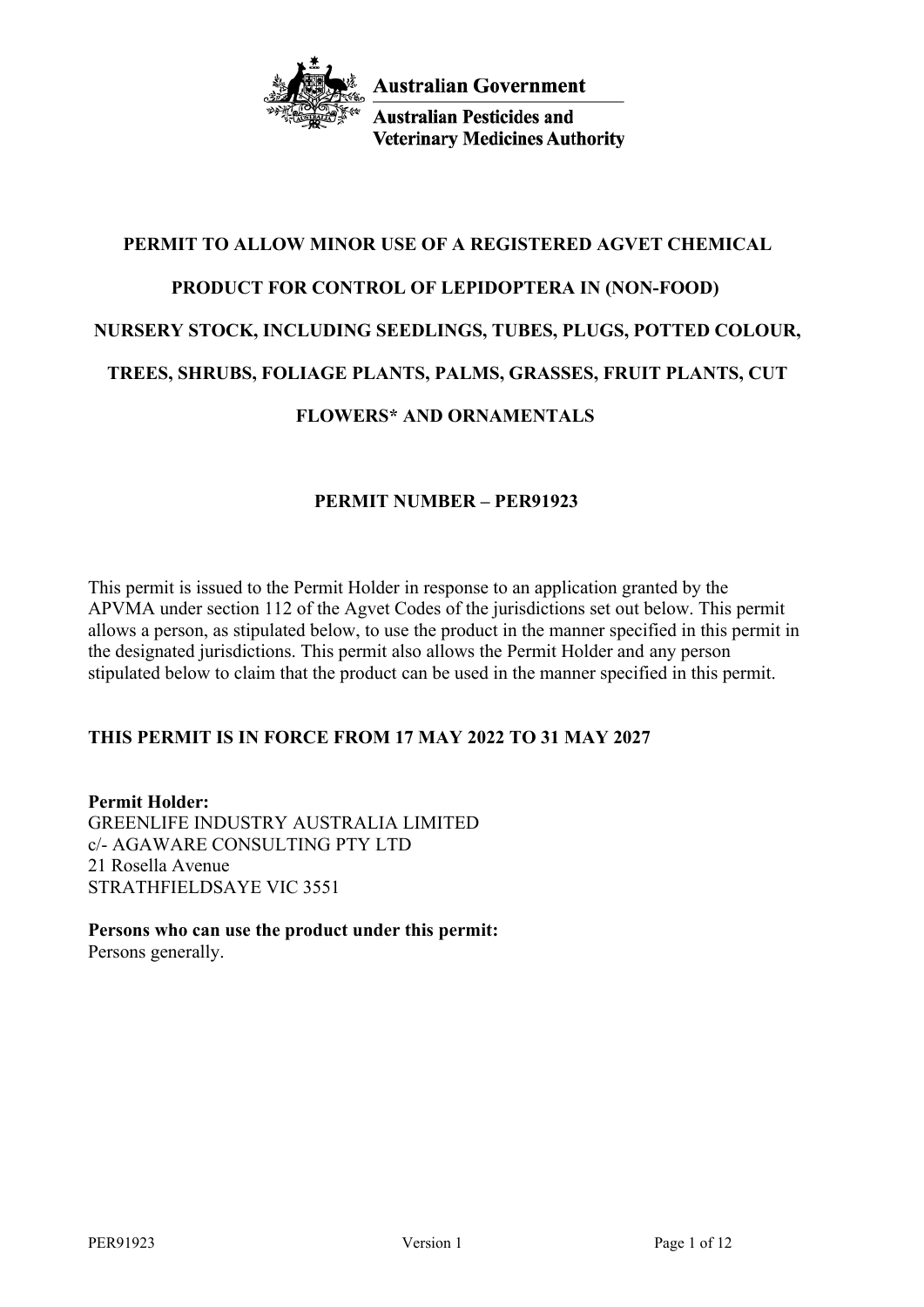**Australian Government**

**Australian Pesticides and Veterinary Medicines Authority**

# PERMIT TO ALLOW MINOR USE OF A REGISTERED AGVET CHEMICAL PRODUCT FOR CONTROL OF LEPIDOPTERA IN (NON-FOOD) NURSERY STOCK, INCLUDING SEEDLINGS, TUBES, PLUGS, POTTED COLOUR, TREES, SHRUBS, FOLIAGE PLANTS, PALMS, GRASSES, FRUIT PLANTS, CUT FLOWERS* AND ORNAMENTALS

## PERMIT NUMBER – PER91923

This permit is issued to the Permit Holder in response to an application granted by the APVMA under section 112 of the Agvet Codes of the jurisdictions set out below. This permit allows a person, as stipulated below, to use the product in the manner specified in this permit in the designated jurisdictions. This permit also allows the Permit Holder and any person stipulated below to claim that the product can be used in the manner specified in this permit.

**THIS PERMIT IS IN FORCE FROM 17 MAY 2022 TO 31 MAY 2027**

**Permit Holder:**
GREENLIFE INDUSTRY AUSTRALIA LIMITED
c/- AGAWARE CONSULTING PTY LTD
21 Rosella Avenue
STRATHFIELDSAYE VIC 3551

**Persons who can use the product under this permit:**
Persons generally.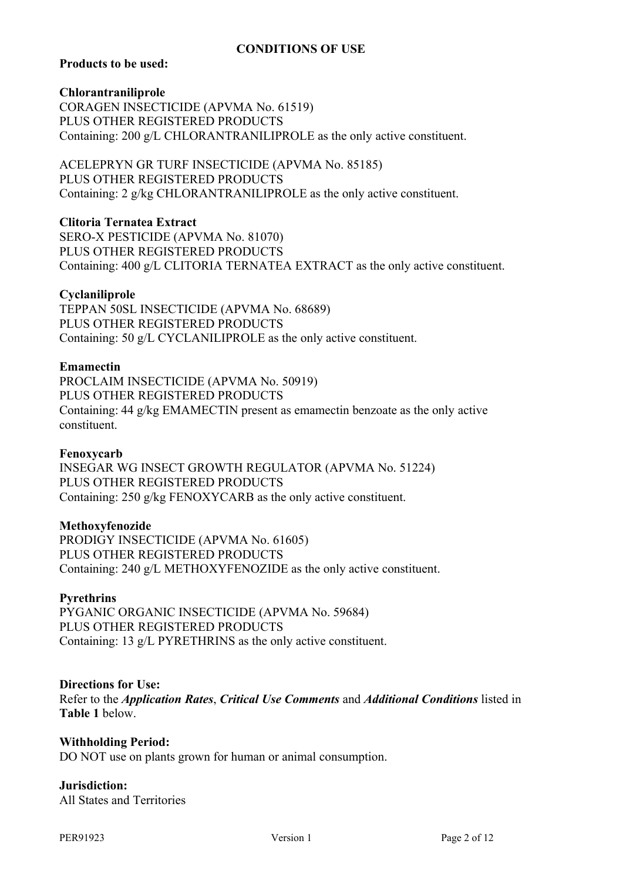## CONDITIONS OF USE

**Products to be used:**

**Chlorantraniliprole**
CORAGEN INSECTICIDE (APVMA No. 61519)
PLUS OTHER REGISTERED PRODUCTS
Containing: 200 g/L CHLORANTRANILIPROLE as the only active constituent.

ACELEPRYN GR TURF INSECTICIDE (APVMA No. 85185)
PLUS OTHER REGISTERED PRODUCTS
Containing: 2 g/kg CHLORANTRANILIPROLE as the only active constituent.

**Clitoria Ternatea Extract**
SERO-X PESTICIDE (APVMA No. 81070)
PLUS OTHER REGISTERED PRODUCTS
Containing: 400 g/L CLITORIA TERNATEA EXTRACT as the only active constituent.

**Cyclaniliprole**
TEPPAN 50SL INSECTICIDE (APVMA No. 68689)
PLUS OTHER REGISTERED PRODUCTS
Containing: 50 g/L CYCLANILIPROLE as the only active constituent.

**Emamectin**
PROCLAIM INSECTICIDE (APVMA No. 50919)
PLUS OTHER REGISTERED PRODUCTS
Containing: 44 g/kg EMAMECTIN present as emamectin benzoate as the only active constituent.

**Fenoxycarb**
INSEGAR WG INSECT GROWTH REGULATOR (APVMA No. 51224)
PLUS OTHER REGISTERED PRODUCTS
Containing: 250 g/kg FENOXYCARB as the only active constituent.

**Methoxyfenozide**
PRODIGY INSECTICIDE (APVMA No. 61605)
PLUS OTHER REGISTERED PRODUCTS
Containing: 240 g/L METHOXYFENOZIDE as the only active constituent.

**Pyrethrins**
PYGANIC ORGANIC INSECTICIDE (APVMA No. 59684)
PLUS OTHER REGISTERED PRODUCTS
Containing: 13 g/L PYRETHRINS as the only active constituent.

**Directions for Use:**
Refer to the ***Application Rates***, ***Critical Use Comments*** and ***Additional Conditions*** listed in **Table 1** below.

**Withholding Period:**
DO NOT use on plants grown for human or animal consumption.

**Jurisdiction:**
All States and Territories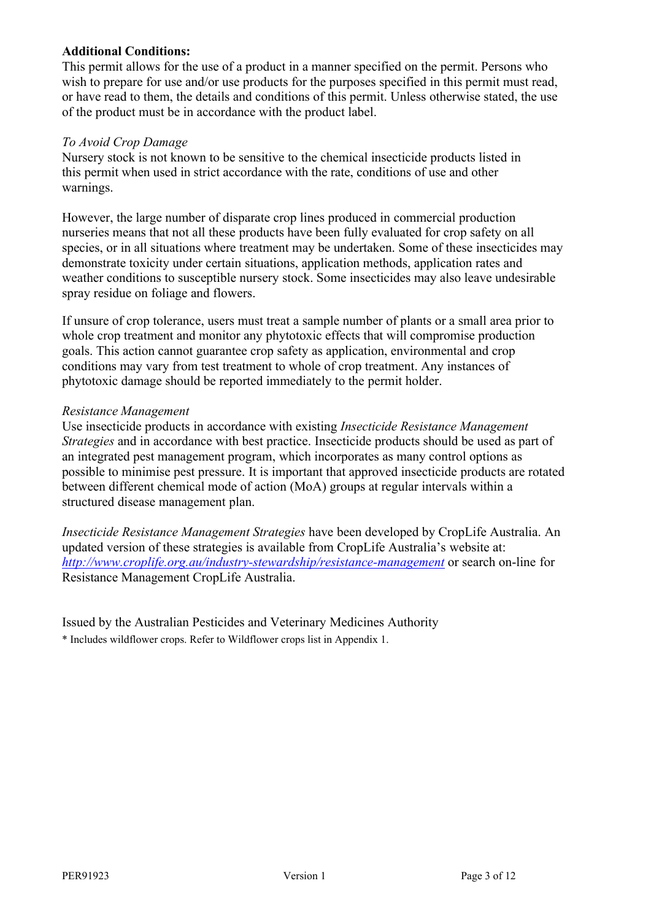**Additional Conditions:**

This permit allows for the use of a product in a manner specified on the permit. Persons who wish to prepare for use and/or use products for the purposes specified in this permit must read, or have read to them, the details and conditions of this permit. Unless otherwise stated, the use of the product must be in accordance with the product label.

*To Avoid Crop Damage*

Nursery stock is not known to be sensitive to the chemical insecticide products listed in this permit when used in strict accordance with the rate, conditions of use and other warnings.

However, the large number of disparate crop lines produced in commercial production nurseries means that not all these products have been fully evaluated for crop safety on all species, or in all situations where treatment may be undertaken. Some of these insecticides may demonstrate toxicity under certain situations, application methods, application rates and weather conditions to susceptible nursery stock. Some insecticides may also leave undesirable spray residue on foliage and flowers.

If unsure of crop tolerance, users must treat a sample number of plants or a small area prior to whole crop treatment and monitor any phytotoxic effects that will compromise production goals. This action cannot guarantee crop safety as application, environmental and crop conditions may vary from test treatment to whole of crop treatment. Any instances of phytotoxic damage should be reported immediately to the permit holder.

*Resistance Management*

Use insecticide products in accordance with existing *Insecticide Resistance Management Strategies* and in accordance with best practice. Insecticide products should be used as part of an integrated pest management program, which incorporates as many control options as possible to minimise pest pressure. It is important that approved insecticide products are rotated between different chemical mode of action (MoA) groups at regular intervals within a structured disease management plan.

*Insecticide Resistance Management Strategies* have been developed by CropLife Australia. An updated version of these strategies is available from CropLife Australia's website at: *http://www.croplife.org.au/industry-stewardship/resistance-management* or search on-line for Resistance Management CropLife Australia.

Issued by the Australian Pesticides and Veterinary Medicines Authority

* Includes wildflower crops. Refer to Wildflower crops list in Appendix 1.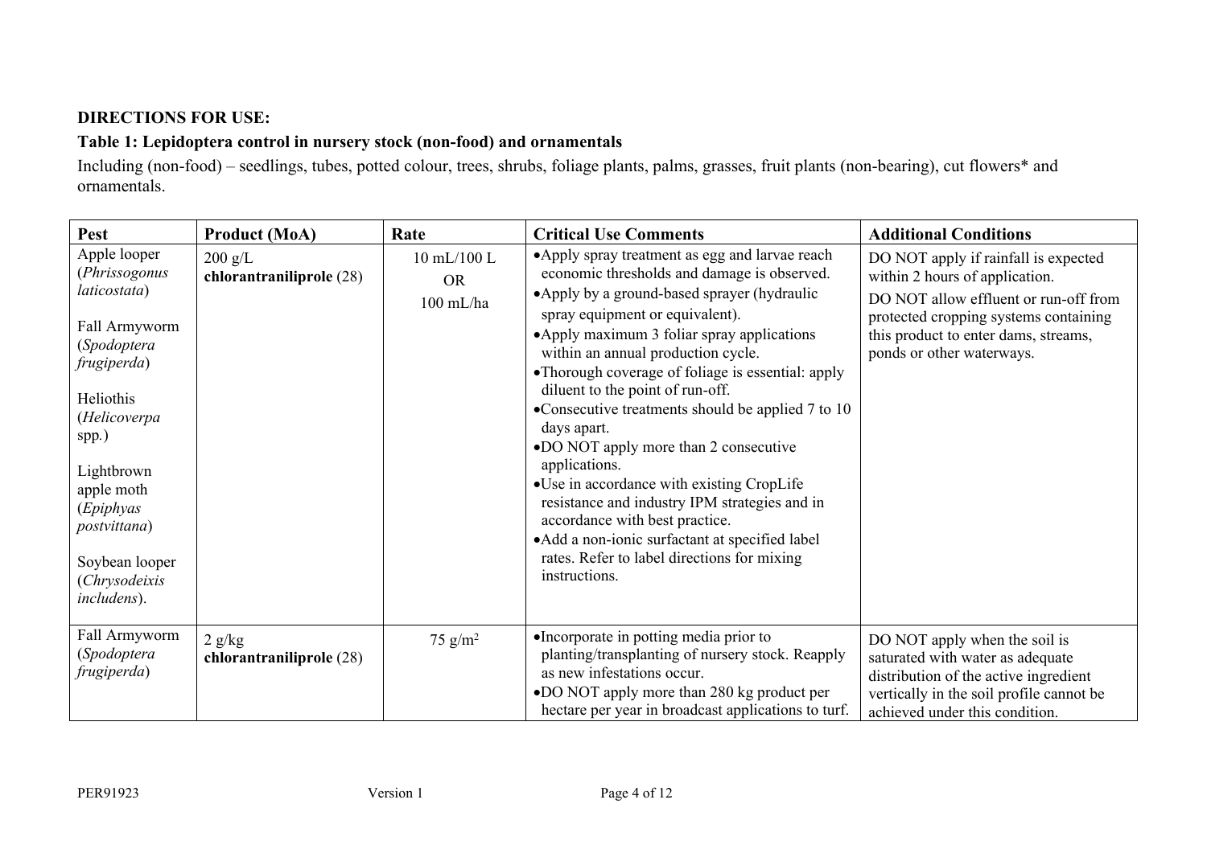**DIRECTIONS FOR USE:**

**Table 1: Lepidoptera control in nursery stock (non-food) and ornamentals**

Including (non-food) – seedlings, tubes, potted colour, trees, shrubs, foliage plants, palms, grasses, fruit plants (non-bearing), cut flowers* and ornamentals.

| Pest | Product (MoA) | Rate | Critical Use Comments | Additional Conditions |
|---|---|---|---|---|
| Apple looper (*Phrissogonus laticostata*)<br><br>Fall Armyworm (*Spodoptera frugiperda*)<br><br>Heliothis (*Helicoverpa* spp.)<br><br>Lightbrown apple moth (*Epiphyas postvittana*)<br><br>Soybean looper (*Chrysodeixis includens*). | 200 g/L **chlorantraniliprole** (28) | 10 mL/100 L<br>OR<br>100 mL/ha | • Apply spray treatment as egg and larvae reach economic thresholds and damage is observed.<br>• Apply by a ground-based sprayer (hydraulic spray equipment or equivalent).<br>• Apply maximum 3 foliar spray applications within an annual production cycle.<br>• Thorough coverage of foliage is essential: apply diluent to the point of run-off.<br>• Consecutive treatments should be applied 7 to 10 days apart.<br>• DO NOT apply more than 2 consecutive applications.<br>• Use in accordance with existing CropLife resistance and industry IPM strategies and in accordance with best practice.<br>• Add a non-ionic surfactant at specified label rates. Refer to label directions for mixing instructions. | DO NOT apply if rainfall is expected within 2 hours of application.<br>DO NOT allow effluent or run-off from protected cropping systems containing this product to enter dams, streams, ponds or other waterways. |
| Fall Armyworm (*Spodoptera frugiperda*) | 2 g/kg **chlorantraniliprole** (28) | 75 g/m$^2$ | • Incorporate in potting media prior to planting/transplanting of nursery stock. Reapply as new infestations occur.<br>• DO NOT apply more than 280 kg product per hectare per year in broadcast applications to turf. | DO NOT apply when the soil is saturated with water as adequate distribution of the active ingredient vertically in the soil profile cannot be achieved under this condition. |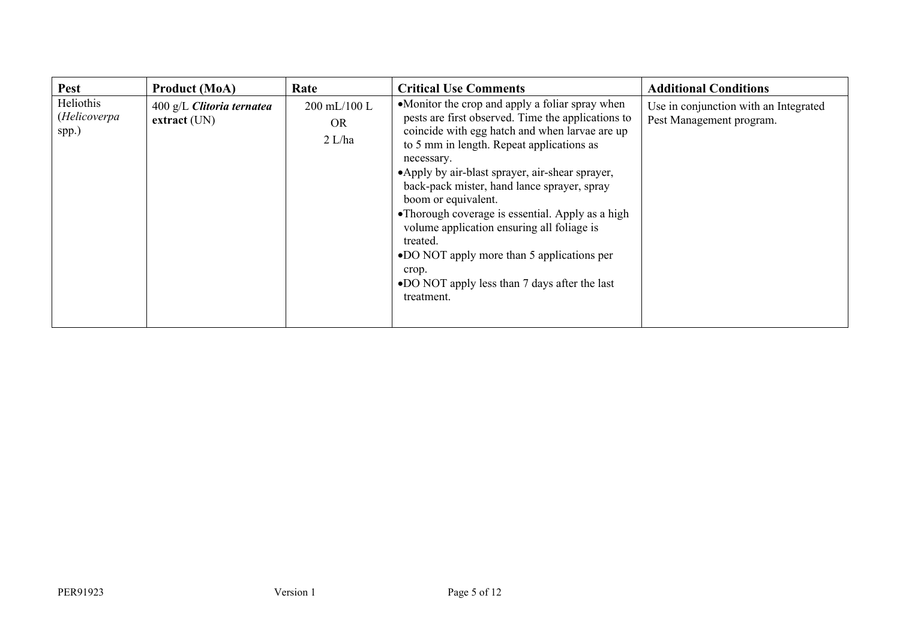| Pest | Product (MoA) | Rate | Critical Use Comments | Additional Conditions |
|---|---|---|---|---|
| Heliothis (*Helicoverpa* spp.) | 400 g/L ***Clitoria ternatea* extract** (UN) | 200 mL/100 L<br>OR<br>2 L/ha | •Monitor the crop and apply a foliar spray when pests are first observed. Time the applications to coincide with egg hatch and when larvae are up to 5 mm in length. Repeat applications as necessary.<br>•Apply by air-blast sprayer, air-shear sprayer, back-pack mister, hand lance sprayer, spray boom or equivalent.<br>•Thorough coverage is essential. Apply as a high volume application ensuring all foliage is treated.<br>•DO NOT apply more than 5 applications per crop.<br>•DO NOT apply less than 7 days after the last treatment. | Use in conjunction with an Integrated Pest Management program. |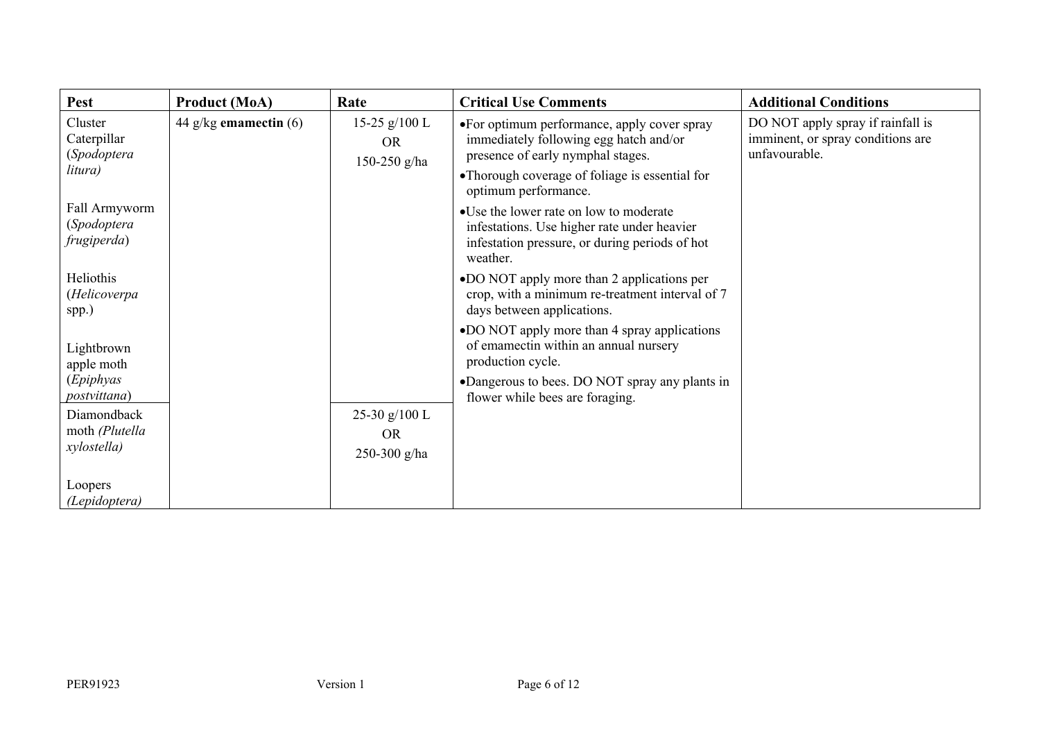| Pest | Product (MoA) | Rate | Critical Use Comments | Additional Conditions |
|---|---|---|---|---|
| Cluster Caterpillar (*Spodoptera litura)*<br><br>Fall Armyworm (*Spodoptera frugiperda*)<br><br>Heliothis (*Helicoverpa* spp.)<br><br>Lightbrown apple moth (*Epiphyas postvittana*) | 44 g/kg **emamectin** (6) | 15-25 g/100 L<br>OR<br>150-250 g/ha | •For optimum performance, apply cover spray immediately following egg hatch and/or presence of early nymphal stages.<br>•Thorough coverage of foliage is essential for optimum performance.<br>•Use the lower rate on low to moderate infestations. Use higher rate under heavier infestation pressure, or during periods of hot weather.<br>•DO NOT apply more than 2 applications per crop, with a minimum re-treatment interval of 7 days between applications.<br>•DO NOT apply more than 4 spray applications of emamectin within an annual nursery production cycle.<br>•Dangerous to bees. DO NOT spray any plants in flower while bees are foraging. | DO NOT apply spray if rainfall is imminent, or spray conditions are unfavourable. |
| Diamondback moth *(Plutella xylostella)*<br><br>Loopers *(Lepidoptera)* | | 25-30 g/100 L<br>OR<br>250-300 g/ha | | |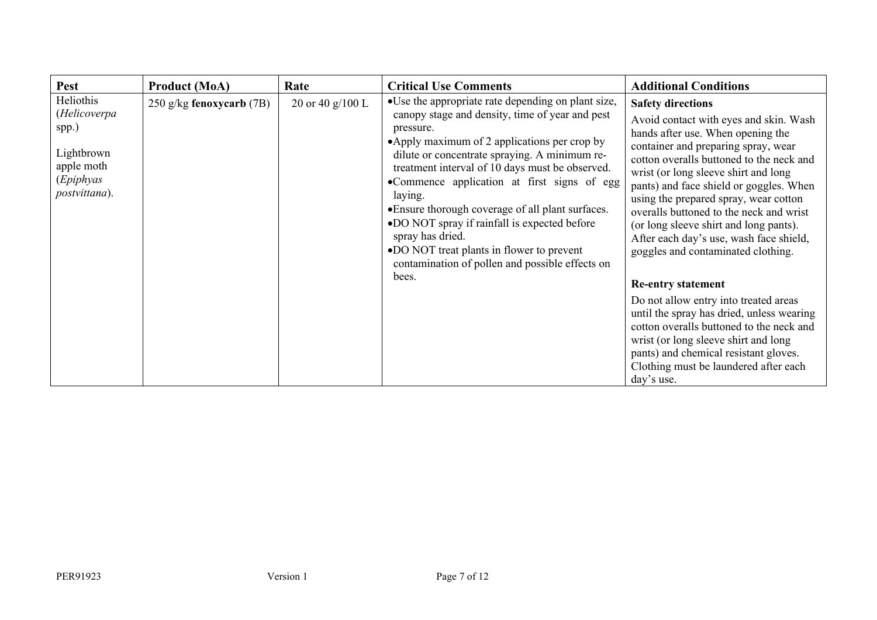| Pest | Product (MoA) | Rate | Critical Use Comments | Additional Conditions |
| --- | --- | --- | --- | --- |
| Heliothis (*Helicoverpa* spp.)<br><br>Lightbrown apple moth (*Epiphyas postvittana*). | 250 g/kg **fenoxycarb** (7B) | 20 or 40 g/100 L | •Use the appropriate rate depending on plant size, canopy stage and density, time of year and pest pressure.<br>•Apply maximum of 2 applications per crop by dilute or concentrate spraying. A minimum re-treatment interval of 10 days must be observed.<br>•Commence application at first signs of egg laying.<br>•Ensure thorough coverage of all plant surfaces.<br>•DO NOT spray if rainfall is expected before spray has dried.<br>•DO NOT treat plants in flower to prevent contamination of pollen and possible effects on bees. | **Safety directions**<br>Avoid contact with eyes and skin. Wash hands after use. When opening the container and preparing spray, wear cotton overalls buttoned to the neck and wrist (or long sleeve shirt and long pants) and face shield or goggles. When using the prepared spray, wear cotton overalls buttoned to the neck and wrist (or long sleeve shirt and long pants). After each day's use, wash face shield, goggles and contaminated clothing.<br><br>**Re-entry statement**<br>Do not allow entry into treated areas until the spray has dried, unless wearing cotton overalls buttoned to the neck and wrist (or long sleeve shirt and long pants) and chemical resistant gloves. Clothing must be laundered after each day's use. |

PER91923 Version 1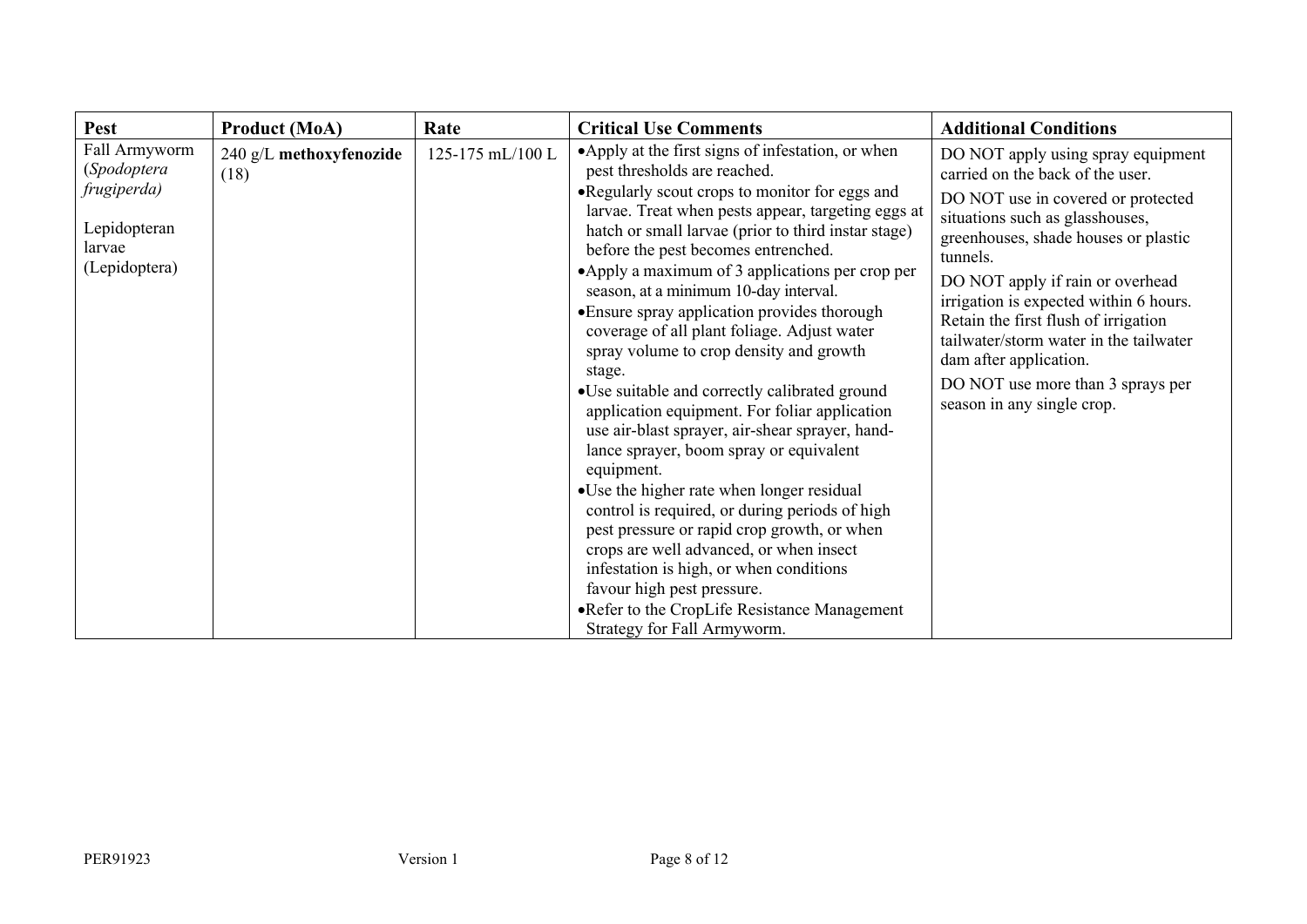| Pest | Product (MoA) | Rate | Critical Use Comments | Additional Conditions |
|---|---|---|---|---|
| Fall Armyworm (*Spodoptera frugiperda*)<br><br>Lepidopteran larvae (Lepidoptera) | 240 g/L **methoxyfenozide** (18) | 125-175 mL/100 L | •Apply at the first signs of infestation, or when pest thresholds are reached.<br>•Regularly scout crops to monitor for eggs and larvae. Treat when pests appear, targeting eggs at hatch or small larvae (prior to third instar stage) before the pest becomes entrenched.<br>•Apply a maximum of 3 applications per crop per season, at a minimum 10-day interval.<br>•Ensure spray application provides thorough coverage of all plant foliage. Adjust water spray volume to crop density and growth stage.<br>•Use suitable and correctly calibrated ground application equipment. For foliar application use air-blast sprayer, air-shear sprayer, hand-lance sprayer, boom spray or equivalent equipment.<br>•Use the higher rate when longer residual control is required, or during periods of high pest pressure or rapid crop growth, or when crops are well advanced, or when insect infestation is high, or when conditions favour high pest pressure.<br>•Refer to the CropLife Resistance Management Strategy for Fall Armyworm. | DO NOT apply using spray equipment carried on the back of the user.<br><br>DO NOT use in covered or protected situations such as glasshouses, greenhouses, shade houses or plastic tunnels.<br><br>DO NOT apply if rain or overhead irrigation is expected within 6 hours. Retain the first flush of irrigation tailwater/storm water in the tailwater dam after application.<br><br>DO NOT use more than 3 sprays per season in any single crop. |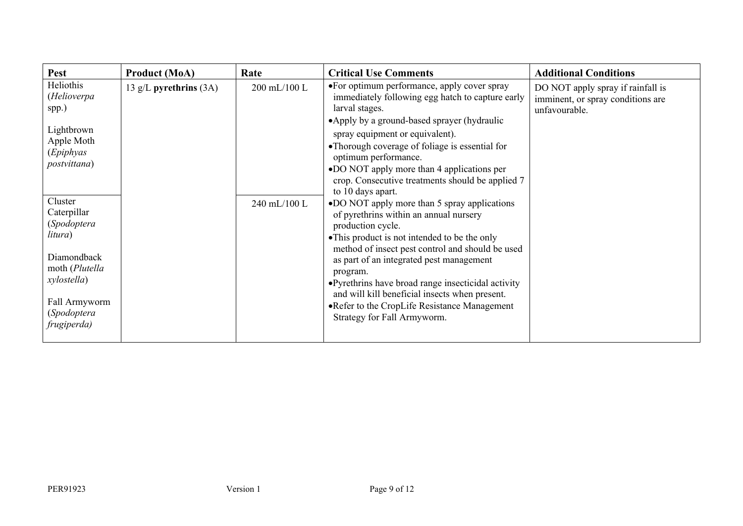| Pest | Product (MoA) | Rate | Critical Use Comments | Additional Conditions |
|---|---|---|---|---|
| Heliothis (*Helioverpa* spp.)<br><br>Lightbrown Apple Moth (*Epiphyas postvittana*) | 13 g/L **pyrethrins** (3A) | 200 mL/100 L | •For optimum performance, apply cover spray immediately following egg hatch to capture early larval stages.<br>•Apply by a ground-based sprayer (hydraulic spray equipment or equivalent).<br>•Thorough coverage of foliage is essential for optimum performance.<br>•DO NOT apply more than 4 applications per crop. Consecutive treatments should be applied 7 to 10 days apart.<br>•DO NOT apply more than 5 spray applications of pyrethrins within an annual nursery production cycle.<br>•This product is not intended to be the only method of insect pest control and should be used as part of an integrated pest management program.<br>•Pyrethrins have broad range insecticidal activity and will kill beneficial insects when present.<br>•Refer to the CropLife Resistance Management Strategy for Fall Armyworm. | DO NOT apply spray if rainfall is imminent, or spray conditions are unfavourable. |
| Cluster Caterpillar (*Spodoptera litura*)<br><br>Diamondback moth (*Plutella xylostella*)<br><br>Fall Armyworm (*Spodoptera frugiperda)* | | 240 mL/100 L | | |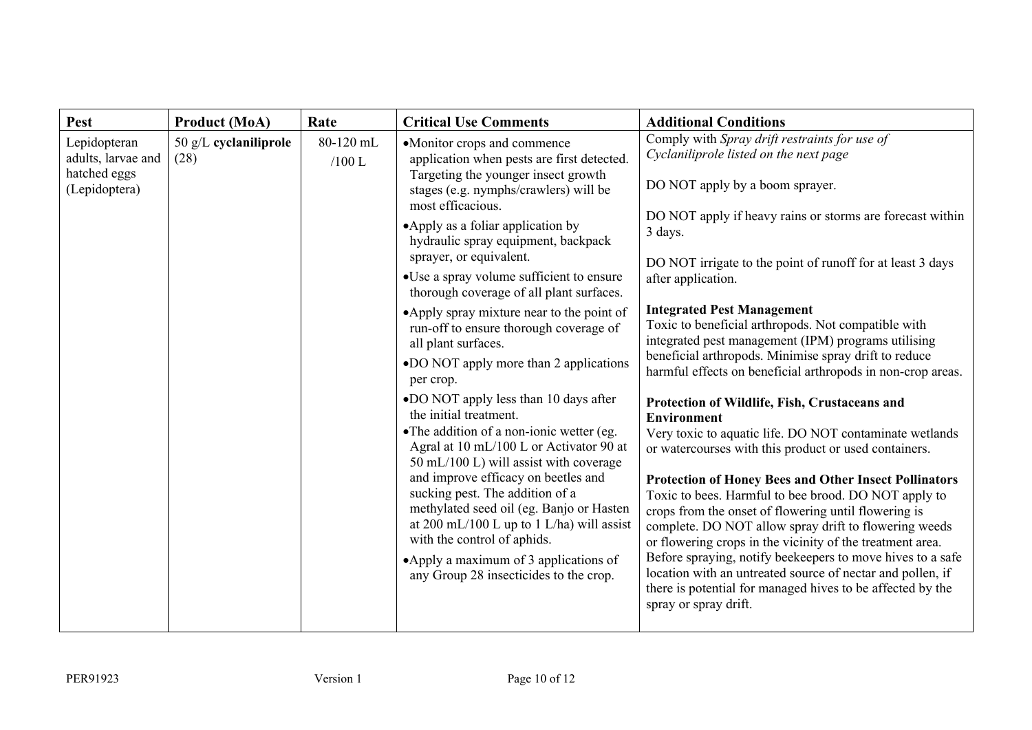| Pest | Product (MoA) | Rate | Critical Use Comments | Additional Conditions |
|---|---|---|---|---|
| Lepidopteran adults, larvae and hatched eggs (Lepidoptera) | 50 g/L **cyclaniliprole** (28) | 80-120 mL /100 L | • Monitor crops and commence application when pests are first detected. Targeting the younger insect growth stages (e.g. nymphs/crawlers) will be most efficacious.<br>• Apply as a foliar application by hydraulic spray equipment, backpack sprayer, or equivalent.<br>• Use a spray volume sufficient to ensure thorough coverage of all plant surfaces.<br>• Apply spray mixture near to the point of run-off to ensure thorough coverage of all plant surfaces.<br>• DO NOT apply more than 2 applications per crop.<br>• DO NOT apply less than 10 days after the initial treatment.<br>• The addition of a non-ionic wetter (eg. Agral at 10 mL/100 L or Activator 90 at 50 mL/100 L) will assist with coverage and improve efficacy on beetles and sucking pest. The addition of a methylated seed oil (eg. Banjo or Hasten at 200 mL/100 L up to 1 L/ha) will assist with the control of aphids.<br>• Apply a maximum of 3 applications of any Group 28 insecticides to the crop. | Comply with *Spray drift restraints for use of Cyclaniliprole listed on the next page*<br><br>DO NOT apply by a boom sprayer.<br><br>DO NOT apply if heavy rains or storms are forecast within 3 days.<br><br>DO NOT irrigate to the point of runoff for at least 3 days after application.<br><br>**Integrated Pest Management**<br>Toxic to beneficial arthropods. Not compatible with integrated pest management (IPM) programs utilising beneficial arthropods. Minimise spray drift to reduce harmful effects on beneficial arthropods in non-crop areas.<br><br>**Protection of Wildlife, Fish, Crustaceans and Environment**<br>Very toxic to aquatic life. DO NOT contaminate wetlands or watercourses with this product or used containers.<br><br>**Protection of Honey Bees and Other Insect Pollinators**<br>Toxic to bees. Harmful to bee brood. DO NOT apply to crops from the onset of flowering until flowering is complete. DO NOT allow spray drift to flowering weeds or flowering crops in the vicinity of the treatment area. Before spraying, notify beekeepers to move hives to a safe location with an untreated source of nectar and pollen, if there is potential for managed hives to be affected by the spray or spray drift. |

PER91923 Version 1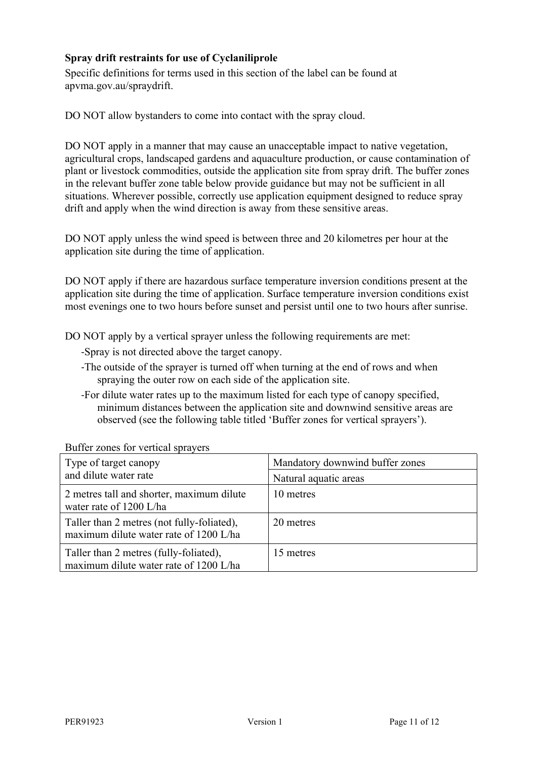**Spray drift restraints for use of Cyclaniliprole**

Specific definitions for terms used in this section of the label can be found at apvma.gov.au/spraydrift.

DO NOT allow bystanders to come into contact with the spray cloud.

DO NOT apply in a manner that may cause an unacceptable impact to native vegetation, agricultural crops, landscaped gardens and aquaculture production, or cause contamination of plant or livestock commodities, outside the application site from spray drift. The buffer zones in the relevant buffer zone table below provide guidance but may not be sufficient in all situations. Wherever possible, correctly use application equipment designed to reduce spray drift and apply when the wind direction is away from these sensitive areas.

DO NOT apply unless the wind speed is between three and 20 kilometres per hour at the application site during the time of application.

DO NOT apply if there are hazardous surface temperature inversion conditions present at the application site during the time of application. Surface temperature inversion conditions exist most evenings one to two hours before sunset and persist until one to two hours after sunrise.

DO NOT apply by a vertical sprayer unless the following requirements are met:

- Spray is not directed above the target canopy.
- The outside of the sprayer is turned off when turning at the end of rows and when spraying the outer row on each side of the application site.
- For dilute water rates up to the maximum listed for each type of canopy specified, minimum distances between the application site and downwind sensitive areas are observed (see the following table titled 'Buffer zones for vertical sprayers').

Buffer zones for vertical sprayers

| Type of target canopy and dilute water rate | Mandatory downwind buffer zones |
|---|---|
| | Natural aquatic areas |
| 2 metres tall and shorter, maximum dilute water rate of 1200 L/ha | 10 metres |
| Taller than 2 metres (not fully-foliated), maximum dilute water rate of 1200 L/ha | 20 metres |
| Taller than 2 metres (fully-foliated), maximum dilute water rate of 1200 L/ha | 15 metres |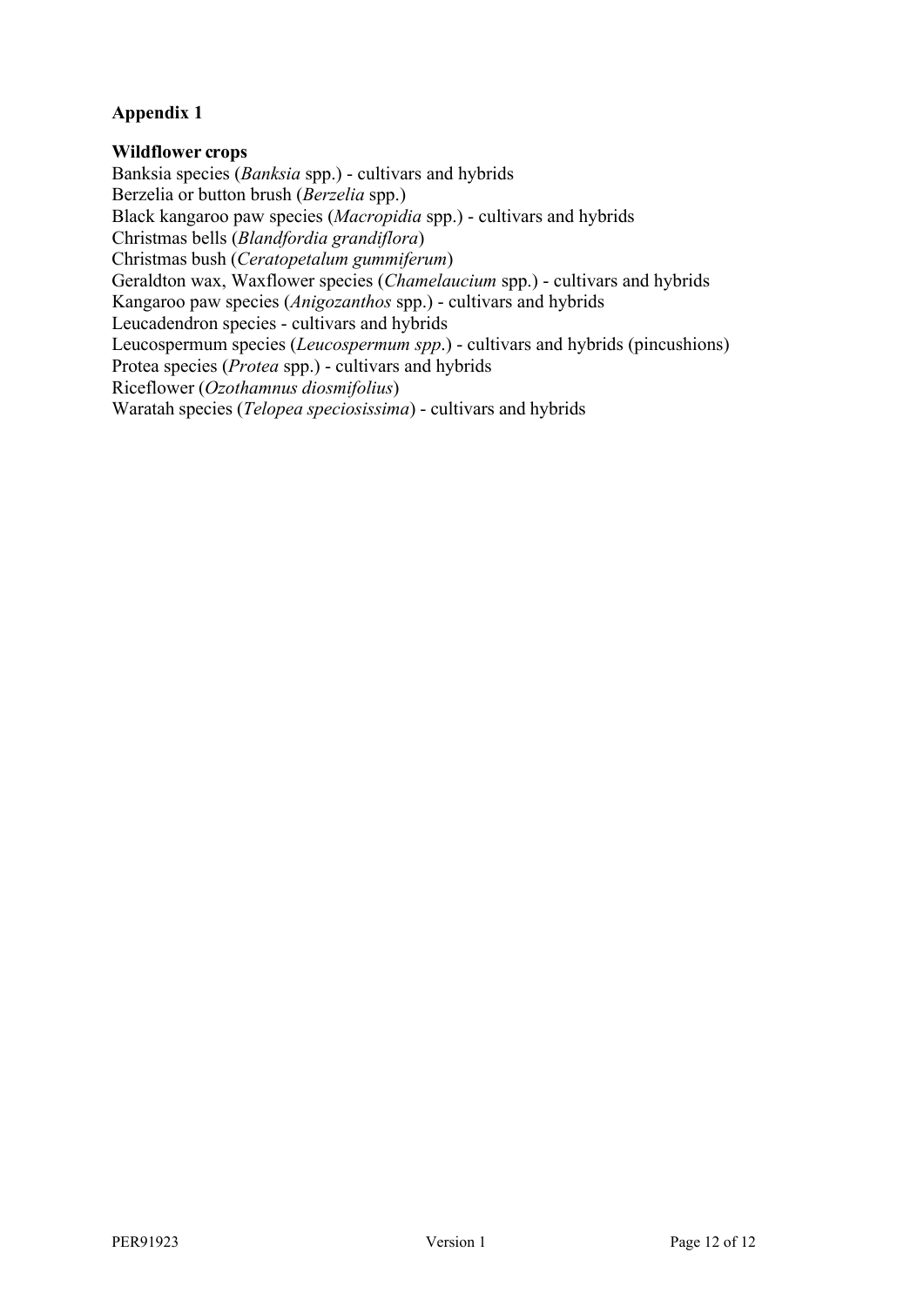## Appendix 1

**Wildflower crops**

Banksia species (*Banksia* spp.) - cultivars and hybrids
Berzelia or button brush (*Berzelia* spp.)
Black kangaroo paw species (*Macropidia* spp.) - cultivars and hybrids
Christmas bells (*Blandfordia grandiflora*)
Christmas bush (*Ceratopetalum gummiferum*)
Geraldton wax, Waxflower species (*Chamelaucium* spp.) - cultivars and hybrids
Kangaroo paw species (*Anigozanthos* spp.) - cultivars and hybrids
Leucadendron species - cultivars and hybrids
Leucospermum species (*Leucospermum spp*.) - cultivars and hybrids (pincushions)
Protea species (*Protea* spp.) - cultivars and hybrids
Riceflower (*Ozothamnus diosmifolius*)
Waratah species (*Telopea speciosissima*) - cultivars and hybrids